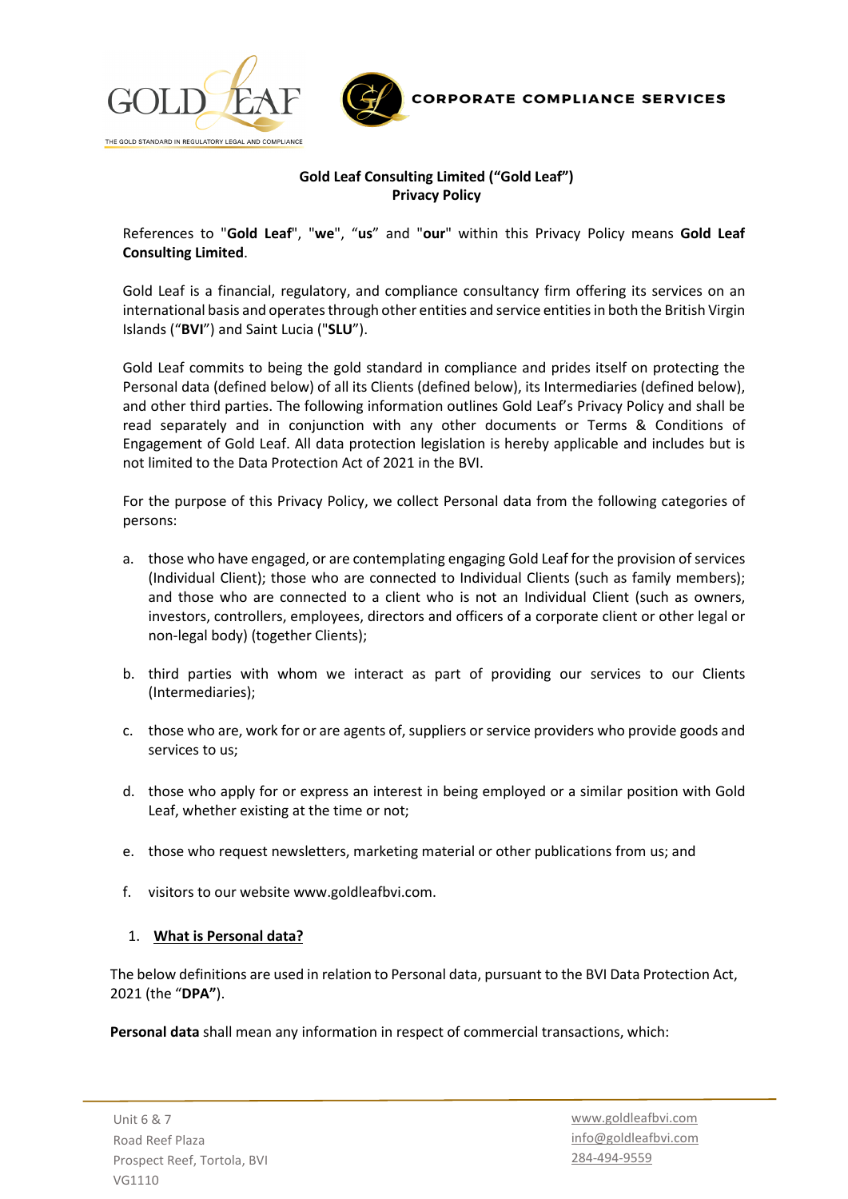**Gold Leaf Consulting Limited ("Gold Leaf")**
**Privacy Policy**

References to "**Gold Leaf**", "**we**", "**us**" and "**our**" within this Privacy Policy means **Gold Leaf Consulting Limited**.

Gold Leaf is a financial, regulatory, and compliance consultancy firm offering its services on an international basis and operates through other entities and service entities in both the British Virgin Islands ("**BVI**") and Saint Lucia ("**SLU**").

Gold Leaf commits to being the gold standard in compliance and prides itself on protecting the Personal data (defined below) of all its Clients (defined below), its Intermediaries (defined below), and other third parties. The following information outlines Gold Leaf's Privacy Policy and shall be read separately and in conjunction with any other documents or Terms & Conditions of Engagement of Gold Leaf. All data protection legislation is hereby applicable and includes but is not limited to the Data Protection Act of 2021 in the BVI.

For the purpose of this Privacy Policy, we collect Personal data from the following categories of persons:

a. those who have engaged, or are contemplating engaging Gold Leaf for the provision of services (Individual Client); those who are connected to Individual Clients (such as family members); and those who are connected to a client who is not an Individual Client (such as owners, investors, controllers, employees, directors and officers of a corporate client or other legal or non-legal body) (together Clients);

b. third parties with whom we interact as part of providing our services to our Clients (Intermediaries);

c. those who are, work for or are agents of, suppliers or service providers who provide goods and services to us;

d. those who apply for or express an interest in being employed or a similar position with Gold Leaf, whether existing at the time or not;

e. those who request newsletters, marketing material or other publications from us; and

f. visitors to our website www.goldleafbvi.com.

## 1. What is Personal data?

The below definitions are used in relation to Personal data, pursuant to the BVI Data Protection Act, 2021 (the "**DPA**").

**Personal data** shall mean any information in respect of commercial transactions, which: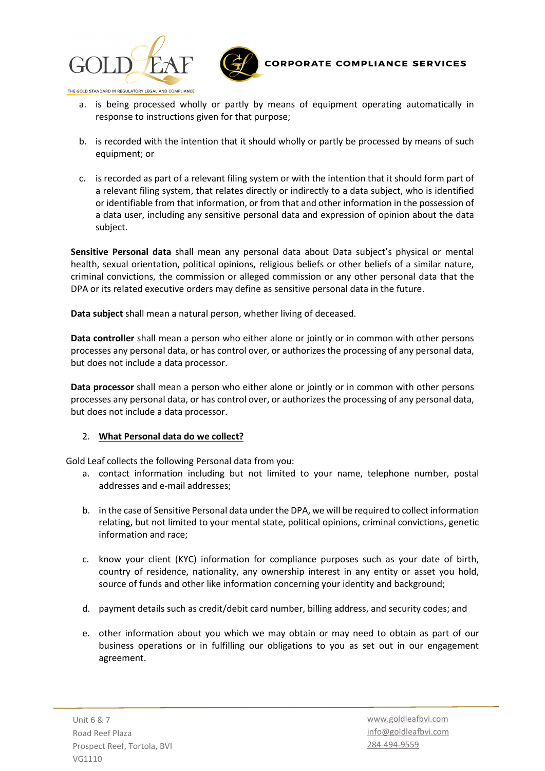a. is being processed wholly or partly by means of equipment operating automatically in response to instructions given for that purpose;

b. is recorded with the intention that it should wholly or partly be processed by means of such equipment; or

c. is recorded as part of a relevant filing system or with the intention that it should form part of a relevant filing system, that relates directly or indirectly to a data subject, who is identified or identifiable from that information, or from that and other information in the possession of a data user, including any sensitive personal data and expression of opinion about the data subject.

**Sensitive Personal data** shall mean any personal data about Data subject's physical or mental health, sexual orientation, political opinions, religious beliefs or other beliefs of a similar nature, criminal convictions, the commission or alleged commission or any other personal data that the DPA or its related executive orders may define as sensitive personal data in the future.

**Data subject** shall mean a natural person, whether living of deceased.

**Data controller** shall mean a person who either alone or jointly or in common with other persons processes any personal data, or has control over, or authorizes the processing of any personal data, but does not include a data processor.

**Data processor** shall mean a person who either alone or jointly or in common with other persons processes any personal data, or has control over, or authorizes the processing of any personal data, but does not include a data processor.

2. **<u>What Personal data do we collect?</u>**

Gold Leaf collects the following Personal data from you:

a. contact information including but not limited to your name, telephone number, postal addresses and e-mail addresses;

b. in the case of Sensitive Personal data under the DPA, we will be required to collect information relating, but not limited to your mental state, political opinions, criminal convictions, genetic information and race;

c. know your client (KYC) information for compliance purposes such as your date of birth, country of residence, nationality, any ownership interest in any entity or asset you hold, source of funds and other like information concerning your identity and background;

d. payment details such as credit/debit card number, billing address, and security codes; and

e. other information about you which we may obtain or may need to obtain as part of our business operations or in fulfilling our obligations to you as set out in our engagement agreement.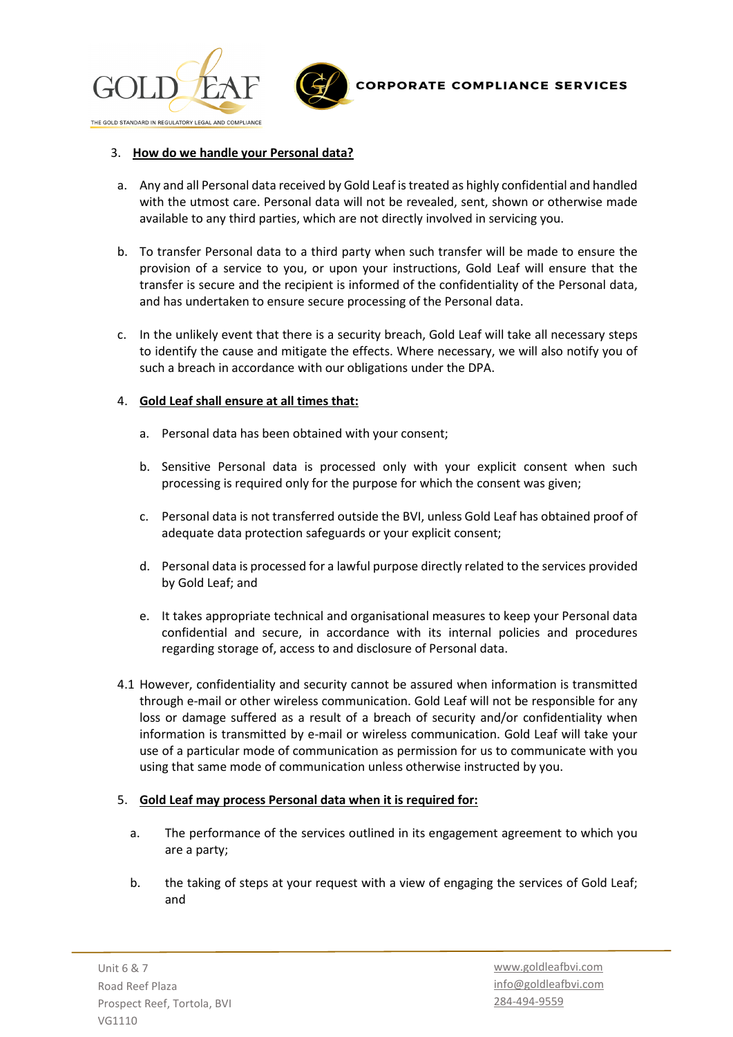3. **How do we handle your Personal data?**

a. Any and all Personal data received by Gold Leaf is treated as highly confidential and handled with the utmost care. Personal data will not be revealed, sent, shown or otherwise made available to any third parties, which are not directly involved in servicing you.

b. To transfer Personal data to a third party when such transfer will be made to ensure the provision of a service to you, or upon your instructions, Gold Leaf will ensure that the transfer is secure and the recipient is informed of the confidentiality of the Personal data, and has undertaken to ensure secure processing of the Personal data.

c. In the unlikely event that there is a security breach, Gold Leaf will take all necessary steps to identify the cause and mitigate the effects. Where necessary, we will also notify you of such a breach in accordance with our obligations under the DPA.

4. **Gold Leaf shall ensure at all times that:**

   a. Personal data has been obtained with your consent;

   b. Sensitive Personal data is processed only with your explicit consent when such processing is required only for the purpose for which the consent was given;

   c. Personal data is not transferred outside the BVI, unless Gold Leaf has obtained proof of adequate data protection safeguards or your explicit consent;

   d. Personal data is processed for a lawful purpose directly related to the services provided by Gold Leaf; and

   e. It takes appropriate technical and organisational measures to keep your Personal data confidential and secure, in accordance with its internal policies and procedures regarding storage of, access to and disclosure of Personal data.

4.1 However, confidentiality and security cannot be assured when information is transmitted through e-mail or other wireless communication. Gold Leaf will not be responsible for any loss or damage suffered as a result of a breach of security and/or confidentiality when information is transmitted by e-mail or wireless communication. Gold Leaf will take your use of a particular mode of communication as permission for us to communicate with you using that same mode of communication unless otherwise instructed by you.

5. **Gold Leaf may process Personal data when it is required for:**

   a. The performance of the services outlined in its engagement agreement to which you are a party;

   b. the taking of steps at your request with a view of engaging the services of Gold Leaf; and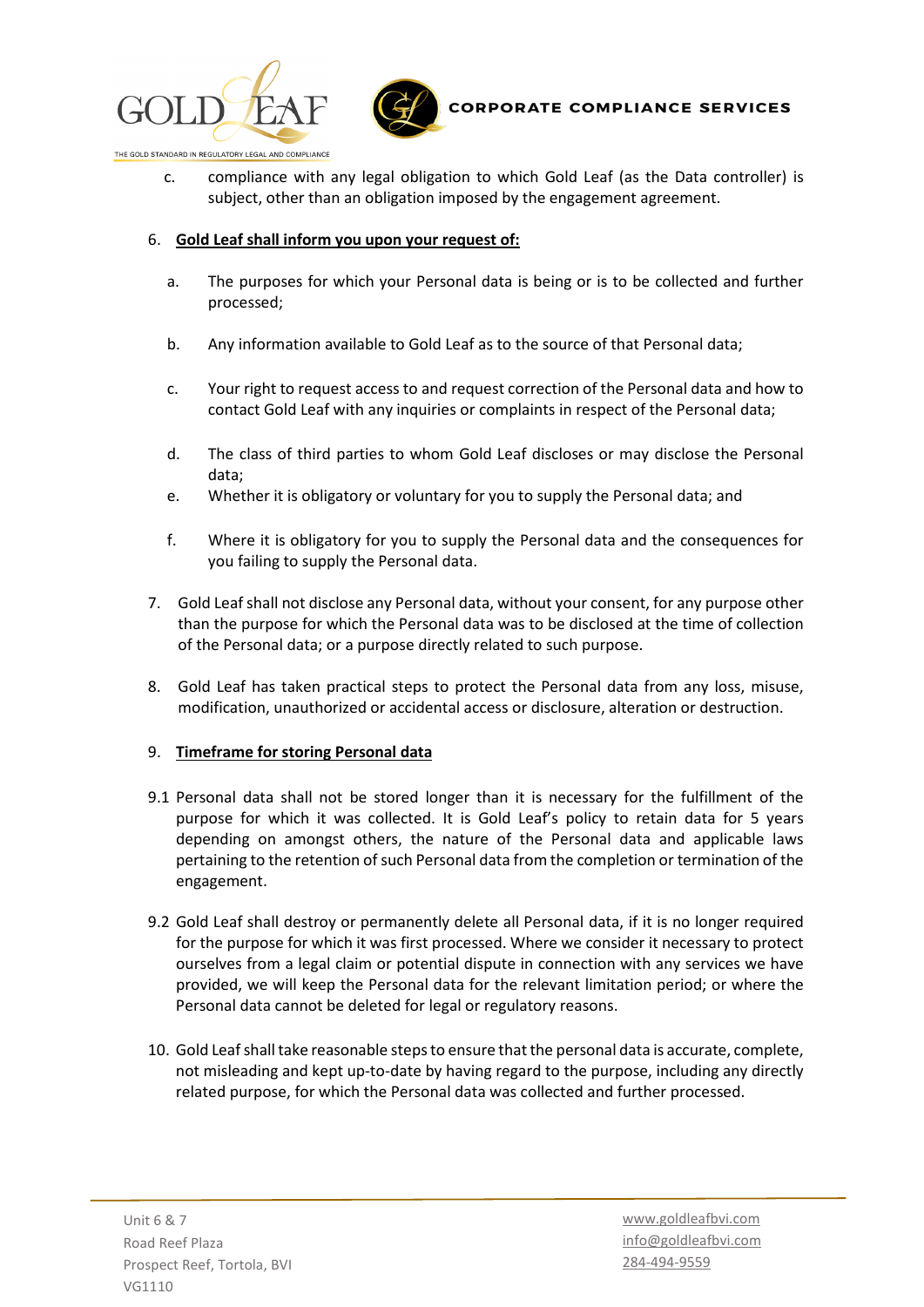c. compliance with any legal obligation to which Gold Leaf (as the Data controller) is subject, other than an obligation imposed by the engagement agreement.

6. **Gold Leaf shall inform you upon your request of:**

   a. The purposes for which your Personal data is being or is to be collected and further processed;

   b. Any information available to Gold Leaf as to the source of that Personal data;

   c. Your right to request access to and request correction of the Personal data and how to contact Gold Leaf with any inquiries or complaints in respect of the Personal data;

   d. The class of third parties to whom Gold Leaf discloses or may disclose the Personal data;

   e. Whether it is obligatory or voluntary for you to supply the Personal data; and

   f. Where it is obligatory for you to supply the Personal data and the consequences for you failing to supply the Personal data.

7. Gold Leaf shall not disclose any Personal data, without your consent, for any purpose other than the purpose for which the Personal data was to be disclosed at the time of collection of the Personal data; or a purpose directly related to such purpose.

8. Gold Leaf has taken practical steps to protect the Personal data from any loss, misuse, modification, unauthorized or accidental access or disclosure, alteration or destruction.

9. **Timeframe for storing Personal data**

9.1 Personal data shall not be stored longer than it is necessary for the fulfillment of the purpose for which it was collected. It is Gold Leaf's policy to retain data for 5 years depending on amongst others, the nature of the Personal data and applicable laws pertaining to the retention of such Personal data from the completion or termination of the engagement.

9.2 Gold Leaf shall destroy or permanently delete all Personal data, if it is no longer required for the purpose for which it was first processed. Where we consider it necessary to protect ourselves from a legal claim or potential dispute in connection with any services we have provided, we will keep the Personal data for the relevant limitation period; or where the Personal data cannot be deleted for legal or regulatory reasons.

10. Gold Leaf shall take reasonable steps to ensure that the personal data is accurate, complete, not misleading and kept up-to-date by having regard to the purpose, including any directly related purpose, for which the Personal data was collected and further processed.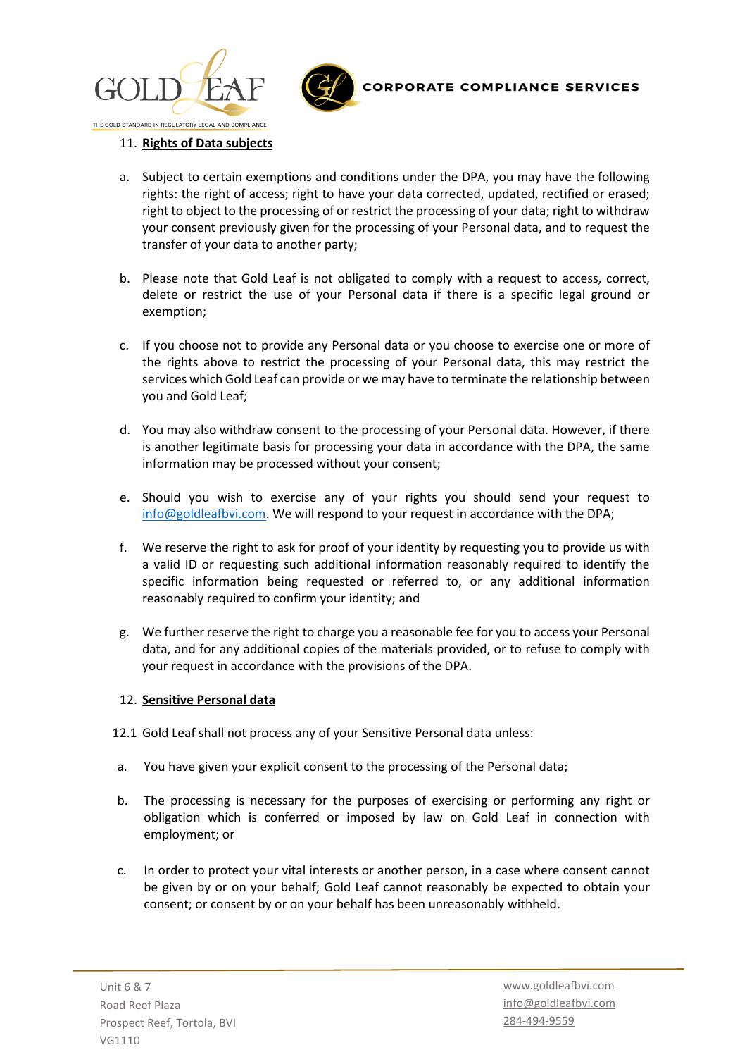11. **Rights of Data subjects**

a. Subject to certain exemptions and conditions under the DPA, you may have the following rights: the right of access; right to have your data corrected, updated, rectified or erased; right to object to the processing of or restrict the processing of your data; right to withdraw your consent previously given for the processing of your Personal data, and to request the transfer of your data to another party;

b. Please note that Gold Leaf is not obligated to comply with a request to access, correct, delete or restrict the use of your Personal data if there is a specific legal ground or exemption;

c. If you choose not to provide any Personal data or you choose to exercise one or more of the rights above to restrict the processing of your Personal data, this may restrict the services which Gold Leaf can provide or we may have to terminate the relationship between you and Gold Leaf;

d. You may also withdraw consent to the processing of your Personal data. However, if there is another legitimate basis for processing your data in accordance with the DPA, the same information may be processed without your consent;

e. Should you wish to exercise any of your rights you should send your request to info@goldleafbvi.com. We will respond to your request in accordance with the DPA;

f. We reserve the right to ask for proof of your identity by requesting you to provide us with a valid ID or requesting such additional information reasonably required to identify the specific information being requested or referred to, or any additional information reasonably required to confirm your identity; and

g. We further reserve the right to charge you a reasonable fee for you to access your Personal data, and for any additional copies of the materials provided, or to refuse to comply with your request in accordance with the provisions of the DPA.

12. **Sensitive Personal data**

12.1 Gold Leaf shall not process any of your Sensitive Personal data unless:

a. You have given your explicit consent to the processing of the Personal data;

b. The processing is necessary for the purposes of exercising or performing any right or obligation which is conferred or imposed by law on Gold Leaf in connection with employment; or

c. In order to protect your vital interests or another person, in a case where consent cannot be given by or on your behalf; Gold Leaf cannot reasonably be expected to obtain your consent; or consent by or on your behalf has been unreasonably withheld.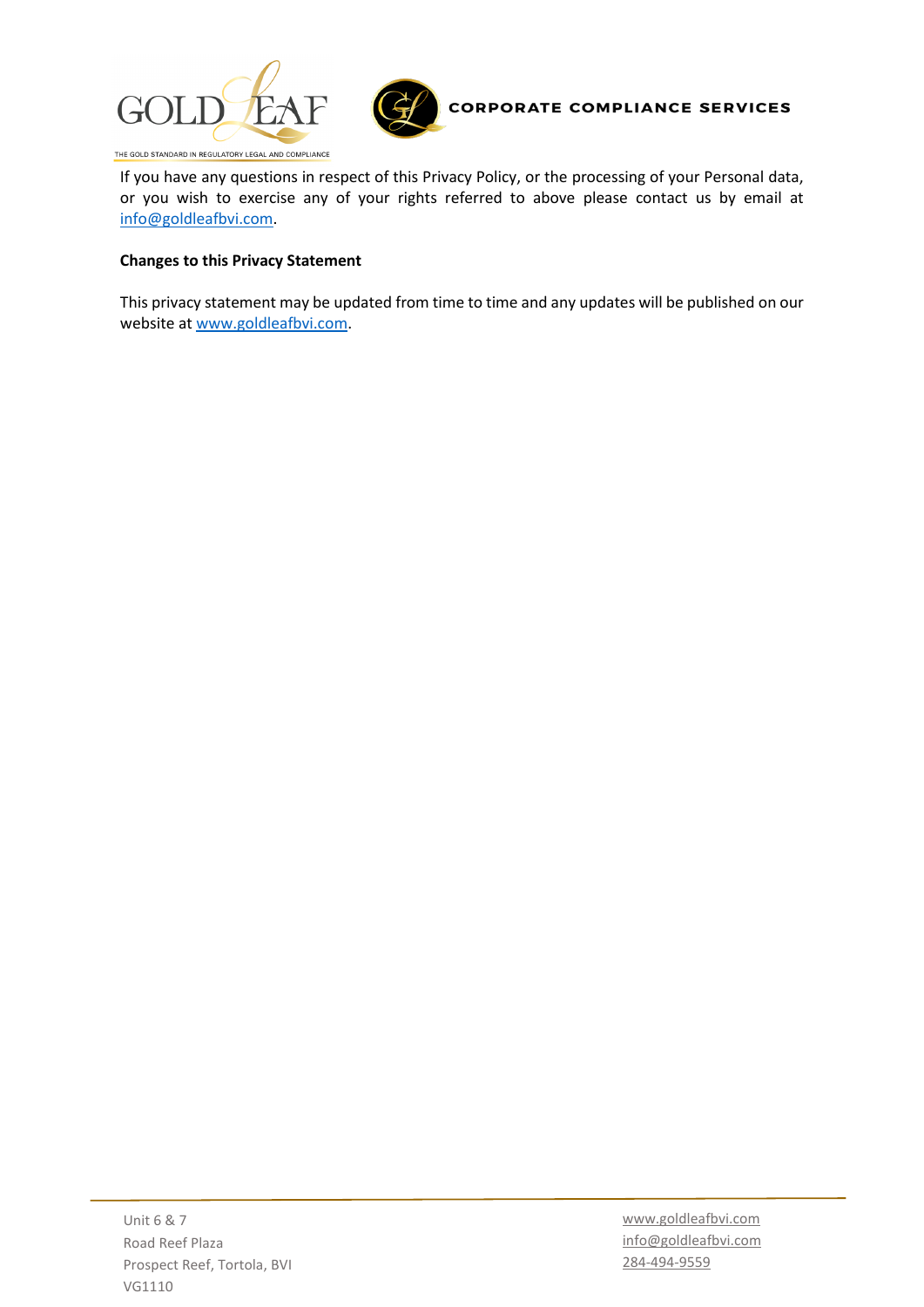If you have any questions in respect of this Privacy Policy, or the processing of your Personal data, or you wish to exercise any of your rights referred to above please contact us by email at info@goldleafbvi.com.

**Changes to this Privacy Statement**

This privacy statement may be updated from time to time and any updates will be published on our website at www.goldleafbvi.com.